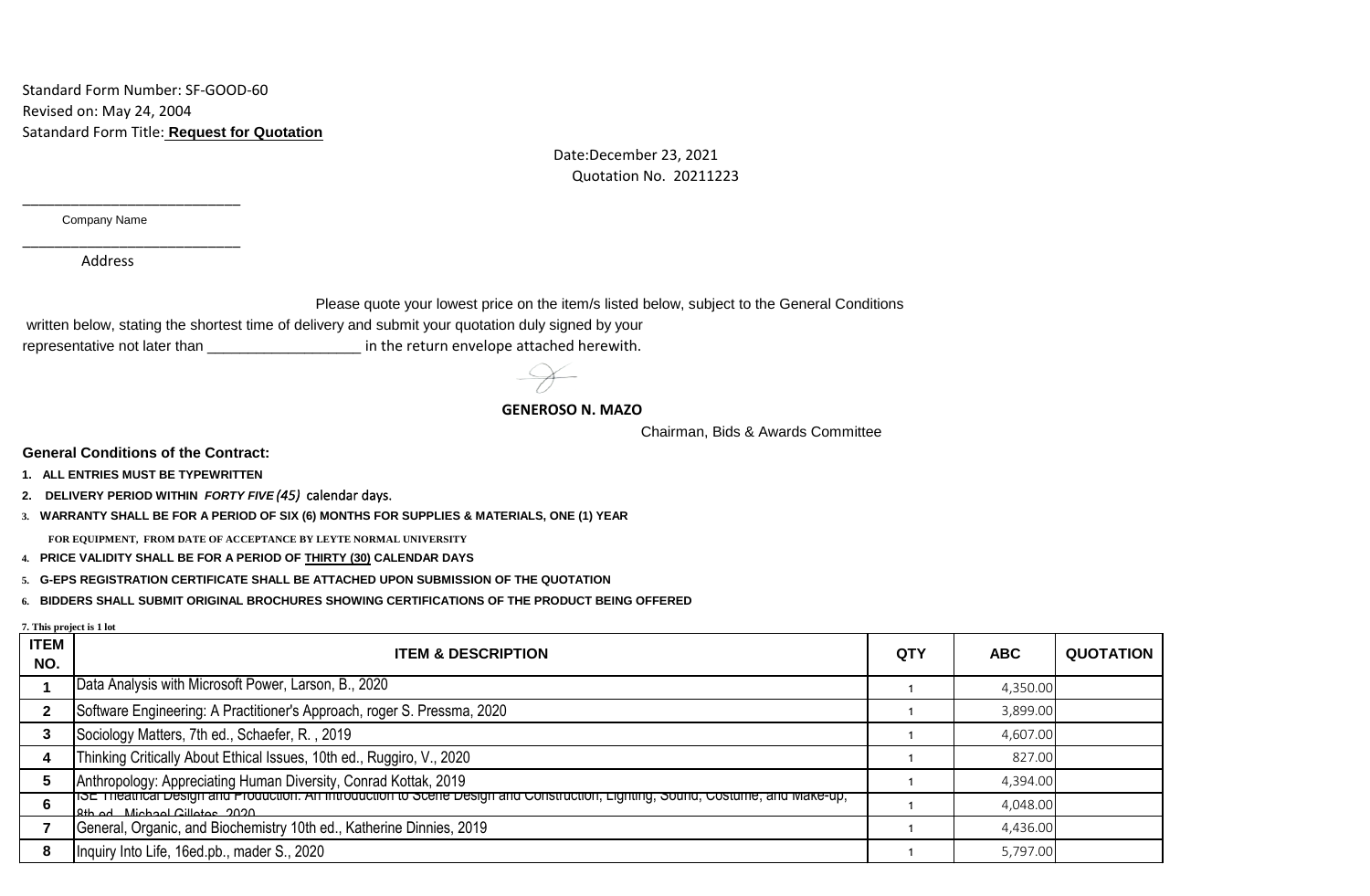Standard Form Number: SF-GOOD-60
Revised on: May 24, 2004
Satandard Form Title: **Request for Quotation**

Date:December 23, 2021
Quotation No. 20211223

_____________________________
Company Name

_____________________________
Address

Please quote your lowest price on the item/s listed below, subject to the General Conditions written below, stating the shortest time of delivery and submit your quotation duly signed by your representative not later than ___________________ in the return envelope attached herewith.

**GENEROSO N. MAZO**
Chairman, Bids & Awards Committee

**General Conditions of the Contract:**

1. **ALL ENTRIES MUST BE TYPEWRITTEN**
2. **DELIVERY PERIOD WITHIN *FORTY FIVE (45)* calendar days.**
3. **WARRANTY SHALL BE FOR A PERIOD OF SIX (6) MONTHS FOR SUPPLIES & MATERIALS, ONE (1) YEAR FOR EQUIPMENT, FROM DATE OF ACCEPTANCE BY LEYTE NORMAL UNIVERSITY**
4. **PRICE VALIDITY SHALL BE FOR A PERIOD OF THIRTY (30) CALENDAR DAYS**
5. **G-EPS REGISTRATION CERTIFICATE SHALL BE ATTACHED UPON SUBMISSION OF THE QUOTATION**
6. **BIDDERS SHALL SUBMIT ORIGINAL BROCHURES SHOWING CERTIFICATIONS OF THE PRODUCT BEING OFFERED**
7. **This project is 1 lot**

| ITEM NO. | ITEM & DESCRIPTION | QTY | ABC | QUOTATION |
|---|---|---|---|---|
| 1 | Data Analysis with Microsoft Power, Larson, B., 2020 | 1 | 4,350.00 | |
| 2 | Software Engineering: A Practitioner's Approach, roger S. Pressma, 2020 | 1 | 3,899.00 | |
| 3 | Sociology Matters, 7th ed., Schaefer, R. , 2019 | 1 | 4,607.00 | |
| 4 | Thinking Critically About Ethical Issues, 10th ed., Ruggiro, V., 2020 | 1 | 827.00 | |
| 5 | Anthropology: Appreciating Human Diversity, Conrad Kottak, 2019 | 1 | 4,394.00 | |
| 6 | ISE Theatrical Design and Production: An Introduction to Scene Design and Construction, Lighting, Sound, Costume, and Make-up, 8th ed., Michael Gillotes, 2020 | 1 | 4,048.00 | |
| 7 | General, Organic, and Biochemistry 10th ed., Katherine Dinnies, 2019 | 1 | 4,436.00 | |
| 8 | Inquiry Into Life, 16ed.pb., mader S., 2020 | 1 | 5,797.00 | |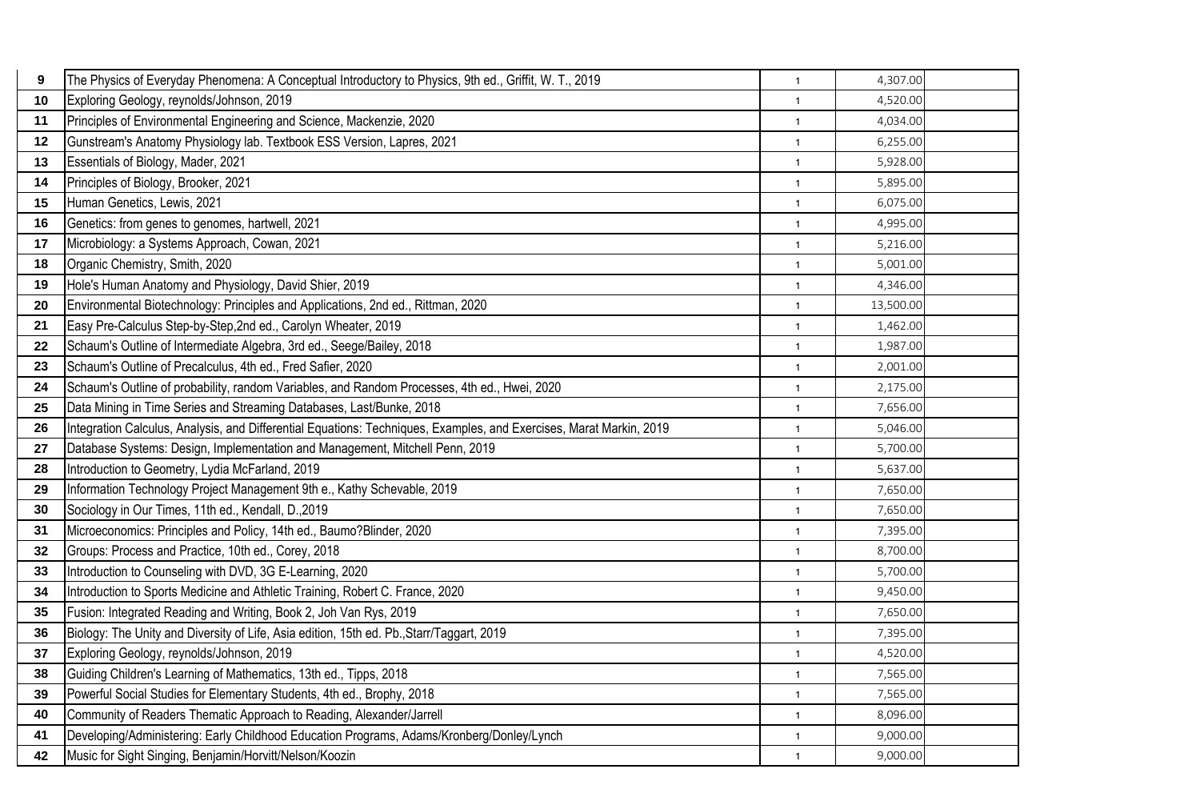| | | | | |
|---|---|---|---|---|
| 9 | The Physics of Everyday Phenomena: A Conceptual Introductory to Physics, 9th ed., Griffit, W. T., 2019 | 1 | 4,307.00 | |
| 10 | Exploring Geology, reynolds/Johnson, 2019 | 1 | 4,520.00 | |
| 11 | Principles of Environmental Engineering and Science, Mackenzie, 2020 | 1 | 4,034.00 | |
| 12 | Gunstream's Anatomy Physiology lab. Textbook ESS Version, Lapres, 2021 | 1 | 6,255.00 | |
| 13 | Essentials of Biology, Mader, 2021 | 1 | 5,928.00 | |
| 14 | Principles of Biology, Brooker, 2021 | 1 | 5,895.00 | |
| 15 | Human Genetics, Lewis, 2021 | 1 | 6,075.00 | |
| 16 | Genetics: from genes to genomes, hartwell, 2021 | 1 | 4,995.00 | |
| 17 | Microbiology: a Systems Approach, Cowan, 2021 | 1 | 5,216.00 | |
| 18 | Organic Chemistry, Smith, 2020 | 1 | 5,001.00 | |
| 19 | Hole's Human Anatomy and Physiology, David Shier, 2019 | 1 | 4,346.00 | |
| 20 | Environmental Biotechnology: Principles and Applications, 2nd ed., Rittman, 2020 | 1 | 13,500.00 | |
| 21 | Easy Pre-Calculus Step-by-Step,2nd ed., Carolyn Wheater, 2019 | 1 | 1,462.00 | |
| 22 | Schaum's Outline of Intermediate Algebra, 3rd ed., Seege/Bailey, 2018 | 1 | 1,987.00 | |
| 23 | Schaum's Outline of Precalculus, 4th ed., Fred Safier, 2020 | 1 | 2,001.00 | |
| 24 | Schaum's Outline of probability, random Variables, and Random Processes, 4th ed., Hwei, 2020 | 1 | 2,175.00 | |
| 25 | Data Mining in Time Series and Streaming Databases, Last/Bunke, 2018 | 1 | 7,656.00 | |
| 26 | Integration Calculus, Analysis, and Differential Equations: Techniques, Examples, and Exercises, Marat Markin, 2019 | 1 | 5,046.00 | |
| 27 | Database Systems: Design, Implementation and Management, Mitchell Penn, 2019 | 1 | 5,700.00 | |
| 28 | Introduction to Geometry, Lydia McFarland, 2019 | 1 | 5,637.00 | |
| 29 | Information Technology Project Management 9th e., Kathy Schevable, 2019 | 1 | 7,650.00 | |
| 30 | Sociology in Our Times, 11th ed., Kendall, D.,2019 | 1 | 7,650.00 | |
| 31 | Microeconomics: Principles and Policy, 14th ed., Baumo?Blinder, 2020 | 1 | 7,395.00 | |
| 32 | Groups: Process and Practice, 10th ed., Corey, 2018 | 1 | 8,700.00 | |
| 33 | Introduction to Counseling with DVD, 3G E-Learning, 2020 | 1 | 5,700.00 | |
| 34 | Introduction to Sports Medicine and Athletic Training, Robert C. France, 2020 | 1 | 9,450.00 | |
| 35 | Fusion: Integrated Reading and Writing, Book 2, Joh Van Rys, 2019 | 1 | 7,650.00 | |
| 36 | Biology: The Unity and Diversity of Life, Asia edition, 15th ed. Pb.,Starr/Taggart, 2019 | 1 | 7,395.00 | |
| 37 | Exploring Geology, reynolds/Johnson, 2019 | 1 | 4,520.00 | |
| 38 | Guiding Children's Learning of Mathematics, 13th ed., Tipps, 2018 | 1 | 7,565.00 | |
| 39 | Powerful Social Studies for Elementary Students, 4th ed., Brophy, 2018 | 1 | 7,565.00 | |
| 40 | Community of Readers Thematic Approach to Reading, Alexander/Jarrell | 1 | 8,096.00 | |
| 41 | Developing/Administering: Early Childhood Education Programs, Adams/Kronberg/Donley/Lynch | 1 | 9,000.00 | |
| 42 | Music for Sight Singing, Benjamin/Horvitt/Nelson/Koozin | 1 | 9,000.00 | |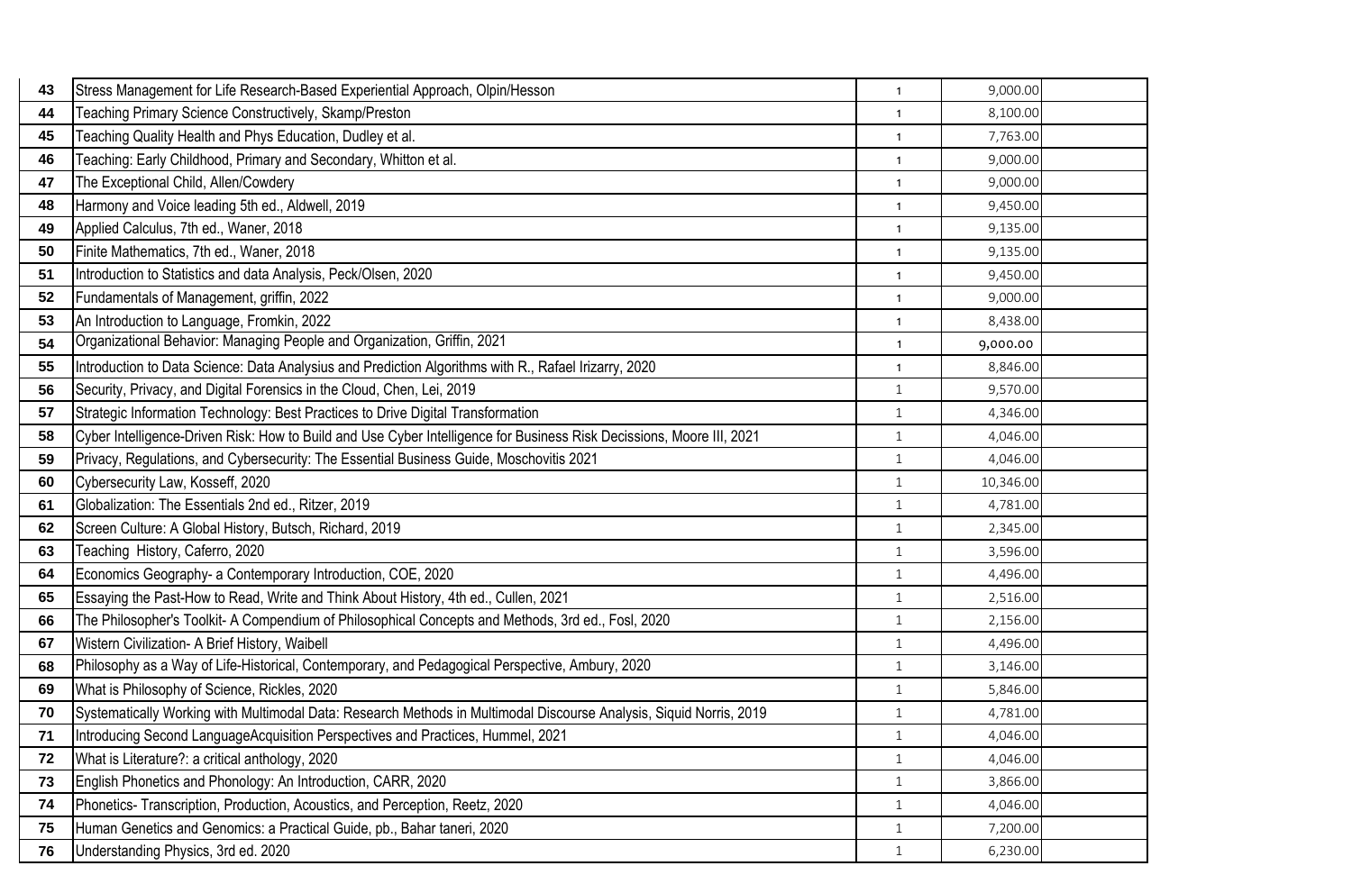| | | | | |
|---|---|---|---|---|
| 43 | Stress Management for Life Research-Based Experiential Approach, Olpin/Hesson | 1 | 9,000.00 | |
| 44 | Teaching Primary Science Constructively, Skamp/Preston | 1 | 8,100.00 | |
| 45 | Teaching Quality Health and Phys Education, Dudley et al. | 1 | 7,763.00 | |
| 46 | Teaching: Early Childhood, Primary and Secondary, Whitton et al. | 1 | 9,000.00 | |
| 47 | The Exceptional Child, Allen/Cowdery | 1 | 9,000.00 | |
| 48 | Harmony and Voice leading 5th ed., Aldwell, 2019 | 1 | 9,450.00 | |
| 49 | Applied Calculus, 7th ed., Waner, 2018 | 1 | 9,135.00 | |
| 50 | Finite Mathematics, 7th ed., Waner, 2018 | 1 | 9,135.00 | |
| 51 | Introduction to Statistics and data Analysis, Peck/Olsen, 2020 | 1 | 9,450.00 | |
| 52 | Fundamentals of Management, griffin, 2022 | 1 | 9,000.00 | |
| 53 | An Introduction to Language, Fromkin, 2022 | 1 | 8,438.00 | |
| 54 | Organizational Behavior: Managing People and Organization, Griffin, 2021 | 1 | 9,000.00 | |
| 55 | Introduction to Data Science: Data Analysius and Prediction Algorithms with R., Rafael Irizarry, 2020 | 1 | 8,846.00 | |
| 56 | Security, Privacy, and Digital Forensics in the Cloud, Chen, Lei, 2019 | 1 | 9,570.00 | |
| 57 | Strategic Information Technology: Best Practices to Drive Digital Transformation | 1 | 4,346.00 | |
| 58 | Cyber Intelligence-Driven Risk: How to Build and Use Cyber Intelligence for Business Risk Decissions, Moore III, 2021 | 1 | 4,046.00 | |
| 59 | Privacy, Regulations, and Cybersecurity: The Essential Business Guide, Moschovitis 2021 | 1 | 4,046.00 | |
| 60 | Cybersecurity Law, Kosseff, 2020 | 1 | 10,346.00 | |
| 61 | Globalization: The Essentials 2nd ed., Ritzer, 2019 | 1 | 4,781.00 | |
| 62 | Screen Culture: A Global History, Butsch, Richard, 2019 | 1 | 2,345.00 | |
| 63 | Teaching History, Caferro, 2020 | 1 | 3,596.00 | |
| 64 | Economics Geography- a Contemporary Introduction, COE, 2020 | 1 | 4,496.00 | |
| 65 | Essaying the Past-How to Read, Write and Think About History, 4th ed., Cullen, 2021 | 1 | 2,516.00 | |
| 66 | The Philosopher's Toolkit- A Compendium of Philosophical Concepts and Methods, 3rd ed., Fosl, 2020 | 1 | 2,156.00 | |
| 67 | Wistern Civilization- A Brief History, Waibell | 1 | 4,496.00 | |
| 68 | Philosophy as a Way of Life-Historical, Contemporary, and Pedagogical Perspective, Ambury, 2020 | 1 | 3,146.00 | |
| 69 | What is Philosophy of Science, Rickles, 2020 | 1 | 5,846.00 | |
| 70 | Systematically Working with Multimodal Data: Research Methods in Multimodal Discourse Analysis, Siquid Norris, 2019 | 1 | 4,781.00 | |
| 71 | Introducing Second LanguageAcquisition Perspectives and Practices, Hummel, 2021 | 1 | 4,046.00 | |
| 72 | What is Literature?: a critical anthology, 2020 | 1 | 4,046.00 | |
| 73 | English Phonetics and Phonology: An Introduction, CARR, 2020 | 1 | 3,866.00 | |
| 74 | Phonetics- Transcription, Production, Acoustics, and Perception, Reetz, 2020 | 1 | 4,046.00 | |
| 75 | Human Genetics and Genomics: a Practical Guide, pb., Bahar taneri, 2020 | 1 | 7,200.00 | |
| 76 | Understanding Physics, 3rd ed. 2020 | 1 | 6,230.00 | |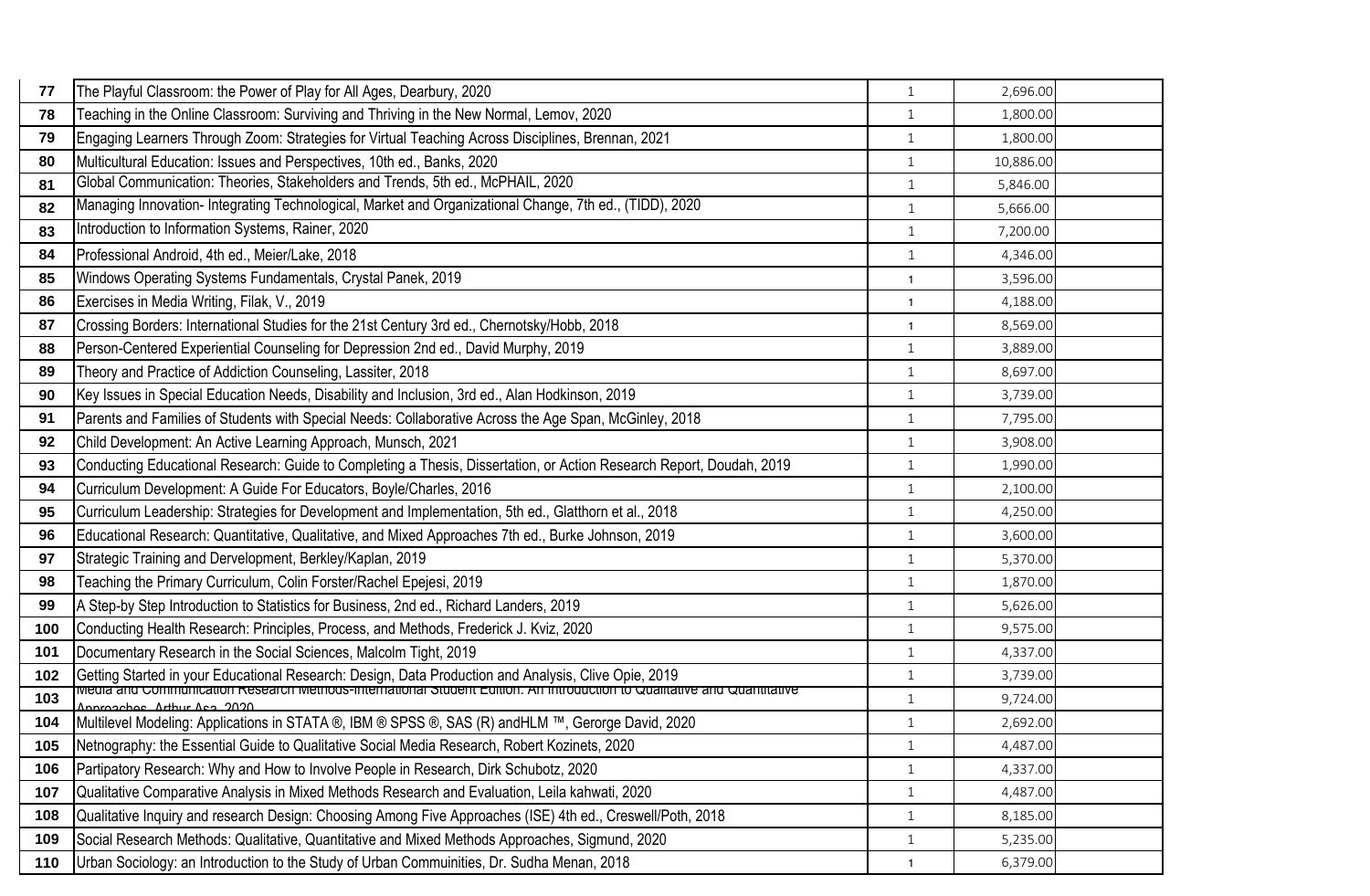| | | | | |
|---|---|---|---|---|
| 77 | The Playful Classroom: the Power of Play for All Ages, Dearbury, 2020 | 1 | 2,696.00 | |
| 78 | Teaching in the Online Classroom: Surviving and Thriving in the New Normal, Lemov, 2020 | 1 | 1,800.00 | |
| 79 | Engaging Learners Through Zoom: Strategies for Virtual Teaching Across Disciplines, Brennan, 2021 | 1 | 1,800.00 | |
| 80 | Multicultural Education: Issues and Perspectives, 10th ed., Banks, 2020 | 1 | 10,886.00 | |
| 81 | Global Communication: Theories, Stakeholders and Trends, 5th ed., McPHAIL, 2020 | 1 | 5,846.00 | |
| 82 | Managing Innovation- Integrating Technological, Market and Organizational Change, 7th ed., (TIDD), 2020 | 1 | 5,666.00 | |
| 83 | Introduction to Information Systems, Rainer, 2020 | 1 | 7,200.00 | |
| 84 | Professional Android, 4th ed., Meier/Lake, 2018 | 1 | 4,346.00 | |
| 85 | Windows Operating Systems Fundamentals, Crystal Panek, 2019 | 1 | 3,596.00 | |
| 86 | Exercises in Media Writing, Filak, V., 2019 | 1 | 4,188.00 | |
| 87 | Crossing Borders: International Studies for the 21st Century 3rd ed., Chernotsky/Hobb, 2018 | 1 | 8,569.00 | |
| 88 | Person-Centered Experiential Counseling for Depression 2nd ed., David Murphy, 2019 | 1 | 3,889.00 | |
| 89 | Theory and Practice of Addiction Counseling, Lassiter, 2018 | 1 | 8,697.00 | |
| 90 | Key Issues in Special Education Needs, Disability and Inclusion, 3rd ed., Alan Hodkinson, 2019 | 1 | 3,739.00 | |
| 91 | Parents and Families of Students with Special Needs: Collaborative Across the Age Span, McGinley, 2018 | 1 | 7,795.00 | |
| 92 | Child Development: An Active Learning Approach, Munsch, 2021 | 1 | 3,908.00 | |
| 93 | Conducting Educational Research: Guide to Completing a Thesis, Dissertation, or Action Research Report, Doudah, 2019 | 1 | 1,990.00 | |
| 94 | Curriculum Development: A Guide For Educators, Boyle/Charles, 2016 | 1 | 2,100.00 | |
| 95 | Curriculum Leadership: Strategies for Development and Implementation, 5th ed., Glatthorn et al., 2018 | 1 | 4,250.00 | |
| 96 | Educational Research: Quantitative, Qualitative, and Mixed Approaches 7th ed., Burke Johnson, 2019 | 1 | 3,600.00 | |
| 97 | Strategic Training and Dervelopment, Berkley/Kaplan, 2019 | 1 | 5,370.00 | |
| 98 | Teaching the Primary Curriculum, Colin Forster/Rachel Epejesi, 2019 | 1 | 1,870.00 | |
| 99 | A Step-by Step Introduction to Statistics for Business, 2nd ed., Richard Landers, 2019 | 1 | 5,626.00 | |
| 100 | Conducting Health Research: Principles, Process, and Methods, Frederick J. Kviz, 2020 | 1 | 9,575.00 | |
| 101 | Documentary Research in the Social Sciences, Malcolm Tight, 2019 | 1 | 4,337.00 | |
| 102 | Getting Started in your Educational Research: Design, Data Production and Analysis, Clive Opie, 2019 | 1 | 3,739.00 | |
| 103 | Media and Communication Research Methods-International Student Edition: An Introduction to Qualitative and Quantitative Approaches, Arthur Asa, 2020 | 1 | 9,724.00 | |
| 104 | Multilevel Modeling: Applications in STATA ®, IBM ® SPSS ®, SAS (R) andHLM ™, Gerorge David, 2020 | 1 | 2,692.00 | |
| 105 | Netnography: the Essential Guide to Qualitative Social Media Research, Robert Kozinets, 2020 | 1 | 4,487.00 | |
| 106 | Partipatory Research: Why and How to Involve People in Research, Dirk Schubotz, 2020 | 1 | 4,337.00 | |
| 107 | Qualitative Comparative Analysis in Mixed Methods Research and Evaluation, Leila kahwati, 2020 | 1 | 4,487.00 | |
| 108 | Qualitative Inquiry and research Design: Choosing Among Five Approaches (ISE) 4th ed., Creswell/Poth, 2018 | 1 | 8,185.00 | |
| 109 | Social Research Methods: Qualitative, Quantitative and Mixed Methods Approaches, Sigmund, 2020 | 1 | 5,235.00 | |
| 110 | Urban Sociology: an Introduction to the Study of Urban Commuinities, Dr. Sudha Menan, 2018 | 1 | 6,379.00 | |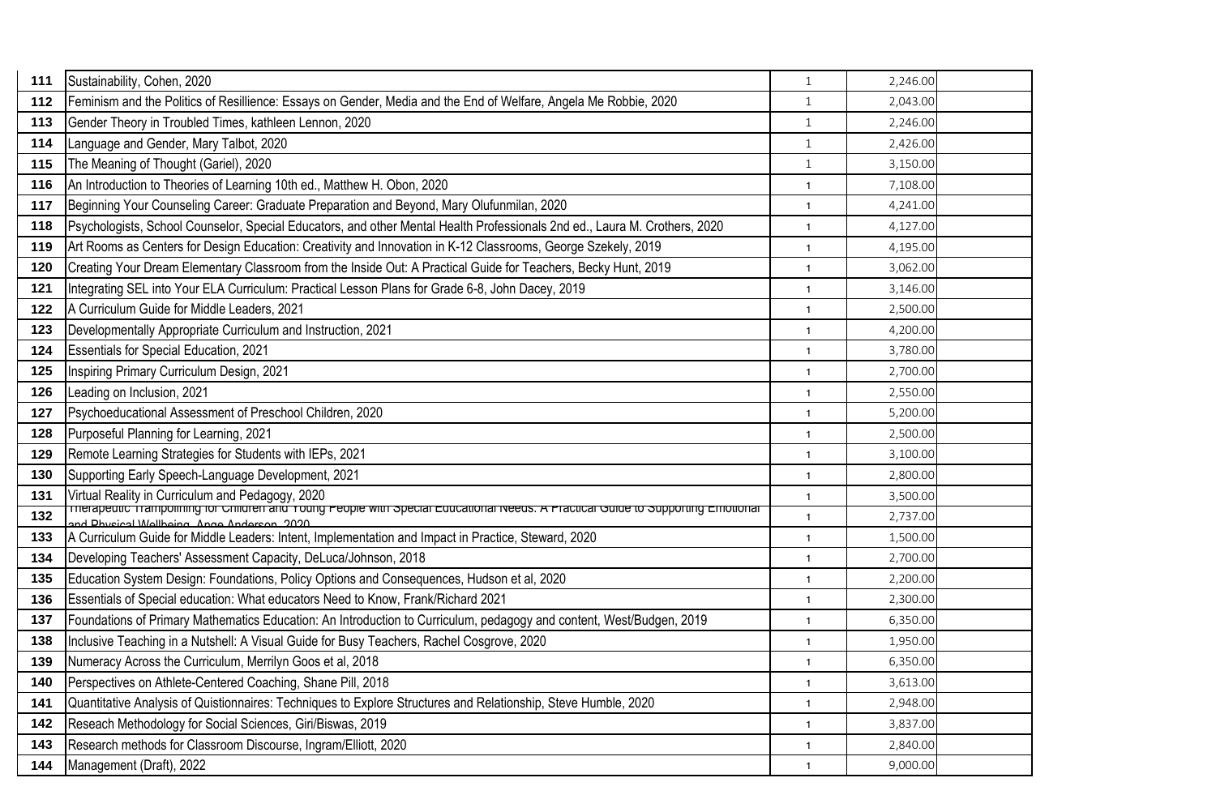| | | | | |
|---|---|---|---|---|
| 111 | Sustainability, Cohen, 2020 | 1 | 2,246.00 | |
| 112 | Feminism and the Politics of Resillience: Essays on Gender, Media and the End of Welfare, Angela Me Robbie, 2020 | 1 | 2,043.00 | |
| 113 | Gender Theory in Troubled Times, kathleen Lennon, 2020 | 1 | 2,246.00 | |
| 114 | Language and Gender, Mary Talbot, 2020 | 1 | 2,426.00 | |
| 115 | The Meaning of Thought (Gariel), 2020 | 1 | 3,150.00 | |
| 116 | An Introduction to Theories of Learning 10th ed., Matthew H. Obon, 2020 | 1 | 7,108.00 | |
| 117 | Beginning Your Counseling Career: Graduate Preparation and Beyond, Mary Olufunmilan, 2020 | 1 | 4,241.00 | |
| 118 | Psychologists, School Counselor, Special Educators, and other Mental Health Professionals 2nd ed., Laura M. Crothers, 2020 | 1 | 4,127.00 | |
| 119 | Art Rooms as Centers for Design Education: Creativity and Innovation in K-12 Classrooms, George Szekely, 2019 | 1 | 4,195.00 | |
| 120 | Creating Your Dream Elementary Classroom from the Inside Out: A Practical Guide for Teachers, Becky Hunt, 2019 | 1 | 3,062.00 | |
| 121 | Integrating SEL into Your ELA Curriculum: Practical Lesson Plans for Grade 6-8, John Dacey, 2019 | 1 | 3,146.00 | |
| 122 | A Curriculum Guide for Middle Leaders, 2021 | 1 | 2,500.00 | |
| 123 | Developmentally Appropriate Curriculum and Instruction, 2021 | 1 | 4,200.00 | |
| 124 | Essentials for Special Education, 2021 | 1 | 3,780.00 | |
| 125 | Inspiring Primary Curriculum Design, 2021 | 1 | 2,700.00 | |
| 126 | Leading on Inclusion, 2021 | 1 | 2,550.00 | |
| 127 | Psychoeducational Assessment of Preschool Children, 2020 | 1 | 5,200.00 | |
| 128 | Purposeful Planning for Learning, 2021 | 1 | 2,500.00 | |
| 129 | Remote Learning Strategies for Students with IEPs, 2021 | 1 | 3,100.00 | |
| 130 | Supporting Early Speech-Language Development, 2021 | 1 | 2,800.00 | |
| 131 | Virtual Reality in Curriculum and Pedagogy, 2020 | 1 | 3,500.00 | |
| 132 | Therapeutic Trampolining for Children and Young People with Special Educational Needs: A Practical Guide to Supporting Emotional and Physical Wellbeing, Ange Anderson, 2020 | 1 | 2,737.00 | |
| 133 | A Curriculum Guide for Middle Leaders: Intent, Implementation and Impact in Practice, Steward, 2020 | 1 | 1,500.00 | |
| 134 | Developing Teachers' Assessment Capacity, DeLuca/Johnson, 2018 | 1 | 2,700.00 | |
| 135 | Education System Design: Foundations, Policy Options and Consequences, Hudson et al, 2020 | 1 | 2,200.00 | |
| 136 | Essentials of Special education: What educators Need to Know, Frank/Richard 2021 | 1 | 2,300.00 | |
| 137 | Foundations of Primary Mathematics Education: An Introduction to Curriculum, pedagogy and content, West/Budgen, 2019 | 1 | 6,350.00 | |
| 138 | Inclusive Teaching in a Nutshell: A Visual Guide for Busy Teachers, Rachel Cosgrove, 2020 | 1 | 1,950.00 | |
| 139 | Numeracy Across the Curriculum, Merrilyn Goos et al, 2018 | 1 | 6,350.00 | |
| 140 | Perspectives on Athlete-Centered Coaching, Shane Pill, 2018 | 1 | 3,613.00 | |
| 141 | Quantitative Analysis of Quistionnaires: Techniques to Explore Structures and Relationship, Steve Humble, 2020 | 1 | 2,948.00 | |
| 142 | Reseach Methodology for Social Sciences, Giri/Biswas, 2019 | 1 | 3,837.00 | |
| 143 | Research methods for Classroom Discourse, Ingram/Elliott, 2020 | 1 | 2,840.00 | |
| 144 | Management (Draft), 2022 | 1 | 9,000.00 | |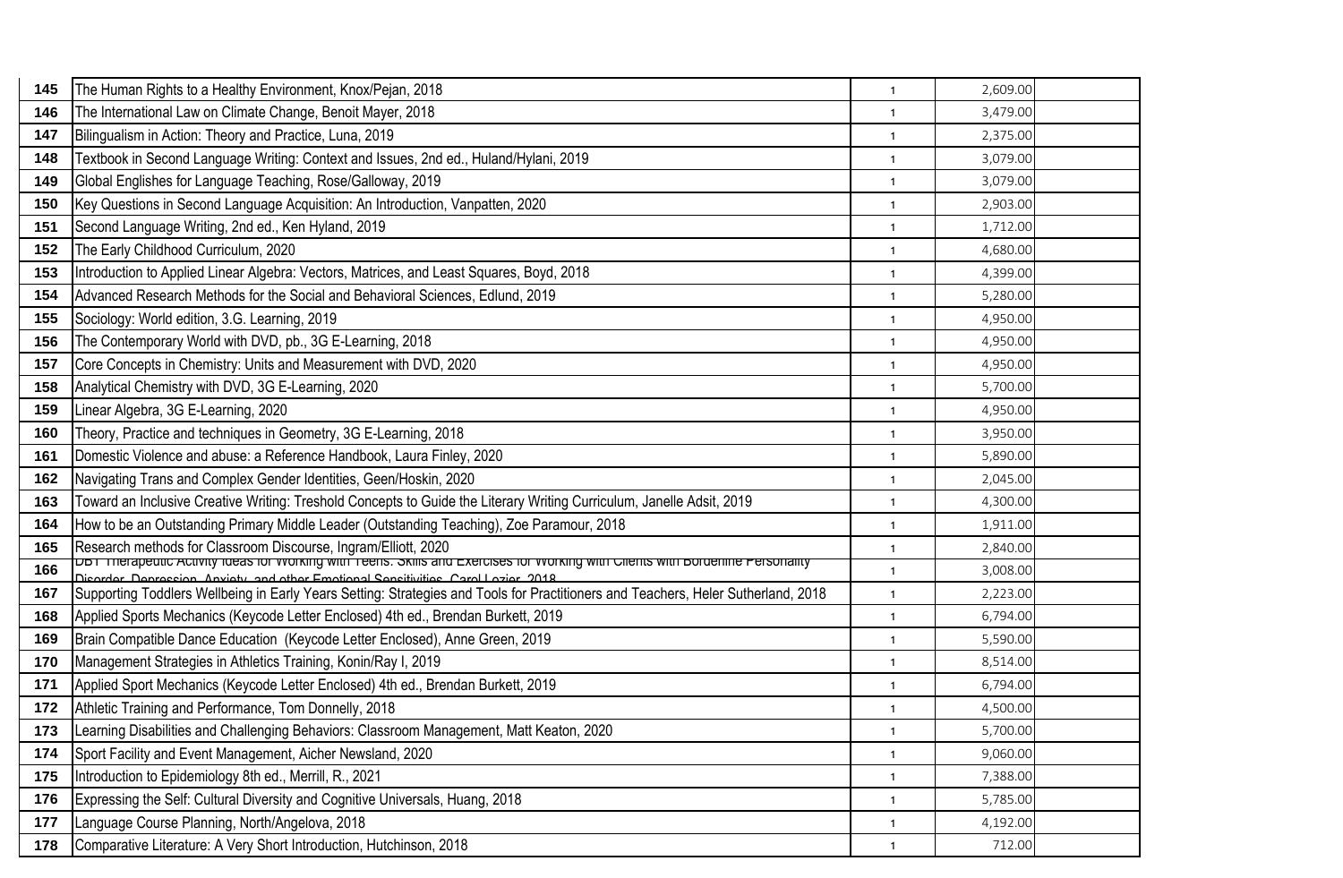| | | | | |
|---|---|---|---|---|
| 145 | The Human Rights to a Healthy Environment, Knox/Pejan, 2018 | 1 | 2,609.00 | |
| 146 | The International Law on Climate Change, Benoit Mayer, 2018 | 1 | 3,479.00 | |
| 147 | Bilingualism in Action: Theory and Practice, Luna, 2019 | 1 | 2,375.00 | |
| 148 | Textbook in Second Language Writing: Context and Issues, 2nd ed., Huland/Hylani, 2019 | 1 | 3,079.00 | |
| 149 | Global Englishes for Language Teaching, Rose/Galloway, 2019 | 1 | 3,079.00 | |
| 150 | Key Questions in Second Language Acquisition: An Introduction, Vanpatten, 2020 | 1 | 2,903.00 | |
| 151 | Second Language Writing, 2nd ed., Ken Hyland, 2019 | 1 | 1,712.00 | |
| 152 | The Early Childhood Curriculum, 2020 | 1 | 4,680.00 | |
| 153 | Introduction to Applied Linear Algebra: Vectors, Matrices, and Least Squares, Boyd, 2018 | 1 | 4,399.00 | |
| 154 | Advanced Research Methods for the Social and Behavioral Sciences, Edlund, 2019 | 1 | 5,280.00 | |
| 155 | Sociology: World edition, 3.G. Learning, 2019 | 1 | 4,950.00 | |
| 156 | The Contemporary World with DVD, pb., 3G E-Learning, 2018 | 1 | 4,950.00 | |
| 157 | Core Concepts in Chemistry: Units and Measurement with DVD, 2020 | 1 | 4,950.00 | |
| 158 | Analytical Chemistry with DVD, 3G E-Learning, 2020 | 1 | 5,700.00 | |
| 159 | Linear Algebra, 3G E-Learning, 2020 | 1 | 4,950.00 | |
| 160 | Theory, Practice and techniques in Geometry, 3G E-Learning, 2018 | 1 | 3,950.00 | |
| 161 | Domestic Violence and abuse: a Reference Handbook, Laura Finley, 2020 | 1 | 5,890.00 | |
| 162 | Navigating Trans and Complex Gender Identities, Geen/Hoskin, 2020 | 1 | 2,045.00 | |
| 163 | Toward an Inclusive Creative Writing: Treshold Concepts to Guide the Literary Writing Curriculum, Janelle Adsit, 2019 | 1 | 4,300.00 | |
| 164 | How to be an Outstanding Primary Middle Leader (Outstanding Teaching), Zoe Paramour, 2018 | 1 | 1,911.00 | |
| 165 | Research methods for Classroom Discourse, Ingram/Elliott, 2020 | 1 | 2,840.00 | |
| 166 | DBT Therapeutic Activity Ideas for Working with Teens: Skills and Exercises for Working with Clients with Borderline Personality Disorder, Depression, Anxiety, and other Emotional Sensitivities, Carol Lozier, 2018 | 1 | 3,008.00 | |
| 167 | Supporting Toddlers Wellbeing in Early Years Setting: Strategies and Tools for Practitioners and Teachers, Heler Sutherland, 2018 | 1 | 2,223.00 | |
| 168 | Applied Sports Mechanics (Keycode Letter Enclosed) 4th ed., Brendan Burkett, 2019 | 1 | 6,794.00 | |
| 169 | Brain Compatible Dance Education (Keycode Letter Enclosed), Anne Green, 2019 | 1 | 5,590.00 | |
| 170 | Management Strategies in Athletics Training, Konin/Ray I, 2019 | 1 | 8,514.00 | |
| 171 | Applied Sport Mechanics (Keycode Letter Enclosed) 4th ed., Brendan Burkett, 2019 | 1 | 6,794.00 | |
| 172 | Athletic Training and Performance, Tom Donnelly, 2018 | 1 | 4,500.00 | |
| 173 | Learning Disabilities and Challenging Behaviors: Classroom Management, Matt Keaton, 2020 | 1 | 5,700.00 | |
| 174 | Sport Facility and Event Management, Aicher Newsland, 2020 | 1 | 9,060.00 | |
| 175 | Introduction to Epidemiology 8th ed., Merrill, R., 2021 | 1 | 7,388.00 | |
| 176 | Expressing the Self: Cultural Diversity and Cognitive Universals, Huang, 2018 | 1 | 5,785.00 | |
| 177 | Language Course Planning, North/Angelova, 2018 | 1 | 4,192.00 | |
| 178 | Comparative Literature: A Very Short Introduction, Hutchinson, 2018 | 1 | 712.00 | |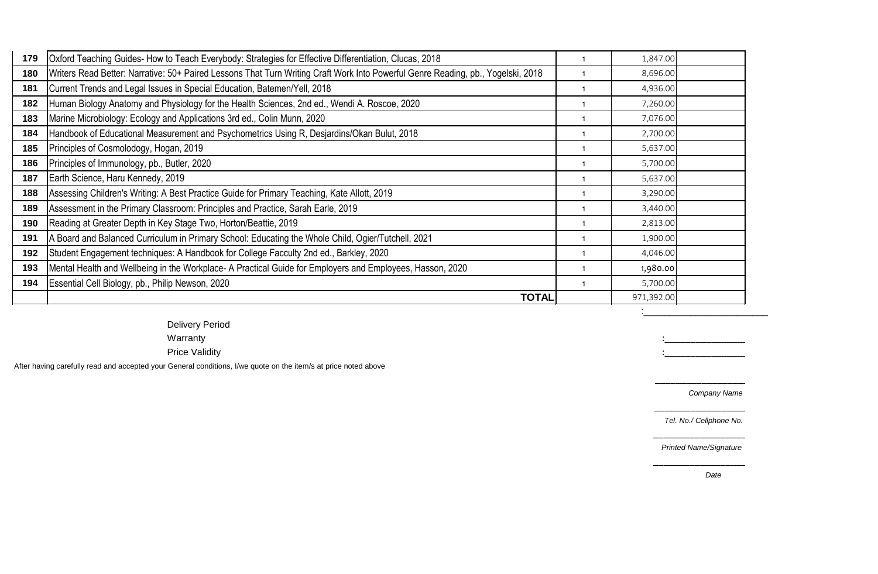| | | | | |
|---|---|---|---|---|
| 179 | Oxford Teaching Guides- How to Teach Everybody: Strategies for Effective Differentiation, Clucas, 2018 | 1 | 1,847.00 | |
| 180 | Writers Read Better: Narrative: 50+ Paired Lessons That Turn Writing Craft Work Into Powerful Genre Reading, pb., Yogelski, 2018 | 1 | 8,696.00 | |
| 181 | Current Trends and Legal Issues in Special Education, Batemen/Yell, 2018 | 1 | 4,936.00 | |
| 182 | Human Biology Anatomy and Physiology for the Health Sciences, 2nd ed., Wendi A. Roscoe, 2020 | 1 | 7,260.00 | |
| 183 | Marine Microbiology: Ecology and Applications 3rd ed., Colin Munn, 2020 | 1 | 7,076.00 | |
| 184 | Handbook of Educational Measurement and Psychometrics Using R, Desjardins/Okan Bulut, 2018 | 1 | 2,700.00 | |
| 185 | Principles of Cosmolodogy, Hogan, 2019 | 1 | 5,637.00 | |
| 186 | Principles of Immunology, pb., Butler, 2020 | 1 | 5,700.00 | |
| 187 | Earth Science, Haru Kennedy, 2019 | 1 | 5,637.00 | |
| 188 | Assessing Children's Writing: A Best Practice Guide for Primary Teaching, Kate Allott, 2019 | 1 | 3,290.00 | |
| 189 | Assessment in the Primary Classroom: Principles and Practice, Sarah Earle, 2019 | 1 | 3,440.00 | |
| 190 | Reading at Greater Depth in Key Stage Two, Horton/Beattie, 2019 | 1 | 2,813.00 | |
| 191 | A Board and Balanced Curriculum in Primary School: Educating the Whole Child, Ogier/Tutchell, 2021 | 1 | 1,900.00 | |
| 192 | Student Engagement techniques: A Handbook for College Facculty 2nd ed., Barkley, 2020 | 1 | 4,046.00 | |
| 193 | Mental Health and Wellbeing in the Workplace- A Practical Guide for Employers and Employees, Hasson, 2020 | 1 | 1,980.00 | |
| 194 | Essential Cell Biology, pb., Philip Newson, 2020 | 1 | 5,700.00 | |
| | **TOTAL** | | 971,392.00 | |

Delivery Period :_______________

Warranty :_______________

Price Validity :_______________

After having carefully read and accepted your General conditions, I/we quote on the item/s at price noted above

_______________
*Company Name*

_______________
*Tel. No./ Cellphone No.*

_______________
*Printed Name/Signature*

_______________
*Date*